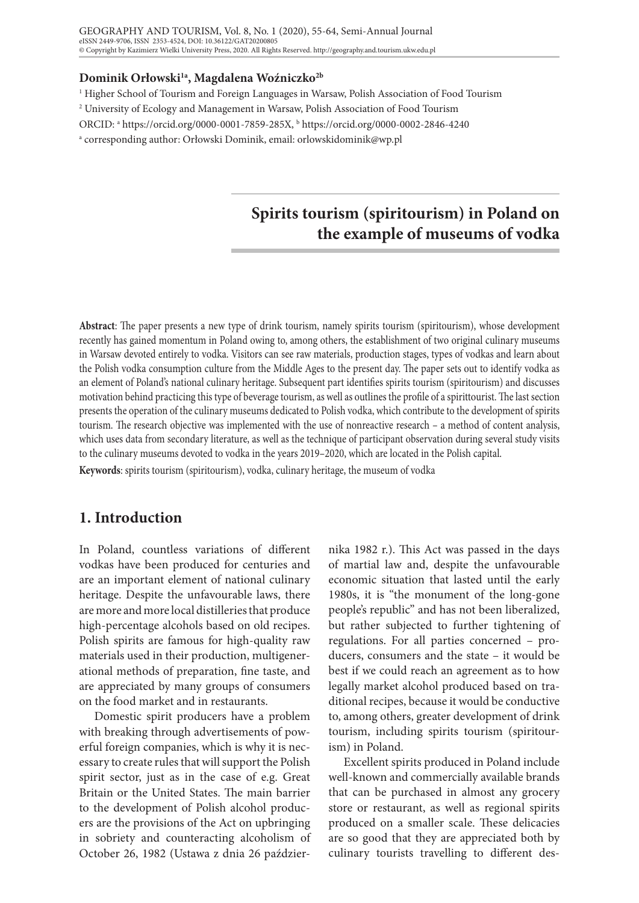**Dominik Orłowski[1a], Magdalena Woźniczko[2b]**

[1] Higher School of Tourism and Foreign Languages in Warsaw, Polish Association of Food Tourism

[2] University of Ecology and Management in Warsaw, Polish Association of Food Tourism

ORCID: [a] https://orcid.org/0000-0001-7859-285X, [b] https://orcid.org/0000-0002-2846-4240

[a] corresponding author: Orłowski Dominik, email: orlowskidominik@wp.pl

# Spirits tourism (spiritourism) in Poland on the example of museums of vodka

**Abstract**: The paper presents a new type of drink tourism, namely spirits tourism (spiritourism), whose development recently has gained momentum in Poland owing to, among others, the establishment of two original culinary museums in Warsaw devoted entirely to vodka. Visitors can see raw materials, production stages, types of vodkas and learn about the Polish vodka consumption culture from the Middle Ages to the present day. The paper sets out to identify vodka as an element of Poland's national culinary heritage. Subsequent part identifies spirits tourism (spiritourism) and discusses motivation behind practicing this type of beverage tourism, as well as outlines the profile of a spirittourist. The last section presents the operation of the culinary museums dedicated to Polish vodka, which contribute to the development of spirits tourism. The research objective was implemented with the use of nonreactive research – a method of content analysis, which uses data from secondary literature, as well as the technique of participant observation during several study visits to the culinary museums devoted to vodka in the years 2019–2020, which are located in the Polish capital.

**Keywords**: spirits tourism (spiritourism), vodka, culinary heritage, the museum of vodka

## 1. Introduction

In Poland, countless variations of different vodkas have been produced for centuries and are an important element of national culinary heritage. Despite the unfavourable laws, there are more and more local distilleries that produce high-percentage alcohols based on old recipes. Polish spirits are famous for high-quality raw materials used in their production, multigenerational methods of preparation, fine taste, and are appreciated by many groups of consumers on the food market and in restaurants.

Domestic spirit producers have a problem with breaking through advertisements of powerful foreign companies, which is why it is necessary to create rules that will support the Polish spirit sector, just as in the case of e.g. Great Britain or the United States. The main barrier to the development of Polish alcohol producers are the provisions of the Act on upbringing in sobriety and counteracting alcoholism of October 26, 1982 (Ustawa z dnia 26 października 1982 r.). This Act was passed in the days of martial law and, despite the unfavourable economic situation that lasted until the early 1980s, it is "the monument of the long-gone people's republic" and has not been liberalized, but rather subjected to further tightening of regulations. For all parties concerned – producers, consumers and the state – it would be best if we could reach an agreement as to how legally market alcohol produced based on traditional recipes, because it would be conductive to, among others, greater development of drink tourism, including spirits tourism (spiritourism) in Poland.

Excellent spirits produced in Poland include well-known and commercially available brands that can be purchased in almost any grocery store or restaurant, as well as regional spirits produced on a smaller scale. These delicacies are so good that they are appreciated both by culinary tourists travelling to different des-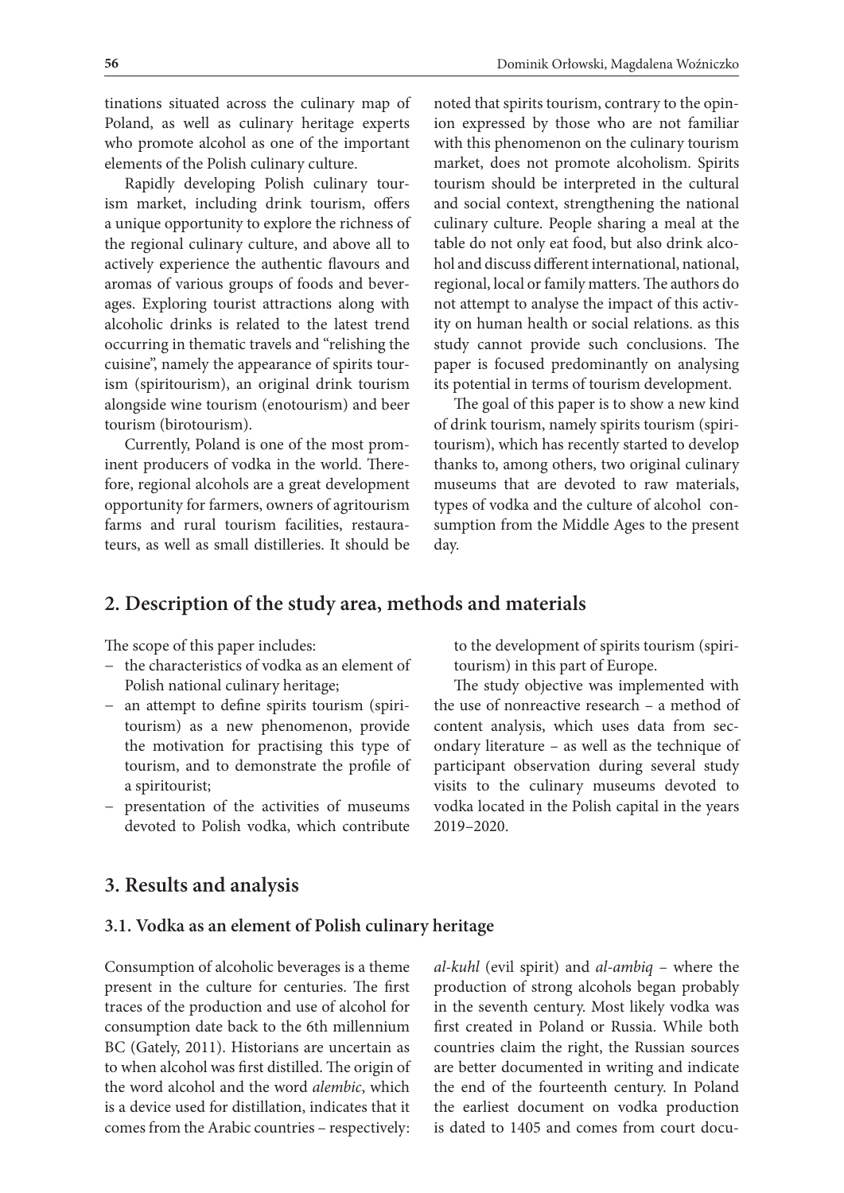tinations situated across the culinary map of Poland, as well as culinary heritage experts who promote alcohol as one of the important elements of the Polish culinary culture.

Rapidly developing Polish culinary tourism market, including drink tourism, offers a unique opportunity to explore the richness of the regional culinary culture, and above all to actively experience the authentic flavours and aromas of various groups of foods and beverages. Exploring tourist attractions along with alcoholic drinks is related to the latest trend occurring in thematic travels and "relishing the cuisine", namely the appearance of spirits tourism (spiritourism), an original drink tourism alongside wine tourism (enotourism) and beer tourism (birotourism).

Currently, Poland is one of the most prominent producers of vodka in the world. Therefore, regional alcohols are a great development opportunity for farmers, owners of agritourism farms and rural tourism facilities, restaurateurs, as well as small distilleries. It should be noted that spirits tourism, contrary to the opinion expressed by those who are not familiar with this phenomenon on the culinary tourism market, does not promote alcoholism. Spirits tourism should be interpreted in the cultural and social context, strengthening the national culinary culture. People sharing a meal at the table do not only eat food, but also drink alcohol and discuss different international, national, regional, local or family matters. The authors do not attempt to analyse the impact of this activity on human health or social relations. as this study cannot provide such conclusions. The paper is focused predominantly on analysing its potential in terms of tourism development.

The goal of this paper is to show a new kind of drink tourism, namely spirits tourism (spiritourism), which has recently started to develop thanks to, among others, two original culinary museums that are devoted to raw materials, types of vodka and the culture of alcohol consumption from the Middle Ages to the present day.

## 2. Description of the study area, methods and materials

The scope of this paper includes:

- the characteristics of vodka as an element of Polish national culinary heritage;
- an attempt to define spirits tourism (spiritourism) as a new phenomenon, provide the motivation for practising this type of tourism, and to demonstrate the profile of a spiritourist;
- presentation of the activities of museums devoted to Polish vodka, which contribute to the development of spirits tourism (spiritourism) in this part of Europe.

The study objective was implemented with the use of nonreactive research – a method of content analysis, which uses data from secondary literature – as well as the technique of participant observation during several study visits to the culinary museums devoted to vodka located in the Polish capital in the years 2019–2020.

## 3. Results and analysis

### 3.1. Vodka as an element of Polish culinary heritage

Consumption of alcoholic beverages is a theme present in the culture for centuries. The first traces of the production and use of alcohol for consumption date back to the 6th millennium BC (Gately, 2011). Historians are uncertain as to when alcohol was first distilled. The origin of the word alcohol and the word *alembic*, which is a device used for distillation, indicates that it comes from the Arabic countries – respectively: *al-kuhl* (evil spirit) and *al-ambiq* – where the production of strong alcohols began probably in the seventh century. Most likely vodka was first created in Poland or Russia. While both countries claim the right, the Russian sources are better documented in writing and indicate the end of the fourteenth century. In Poland the earliest document on vodka production is dated to 1405 and comes from court docu-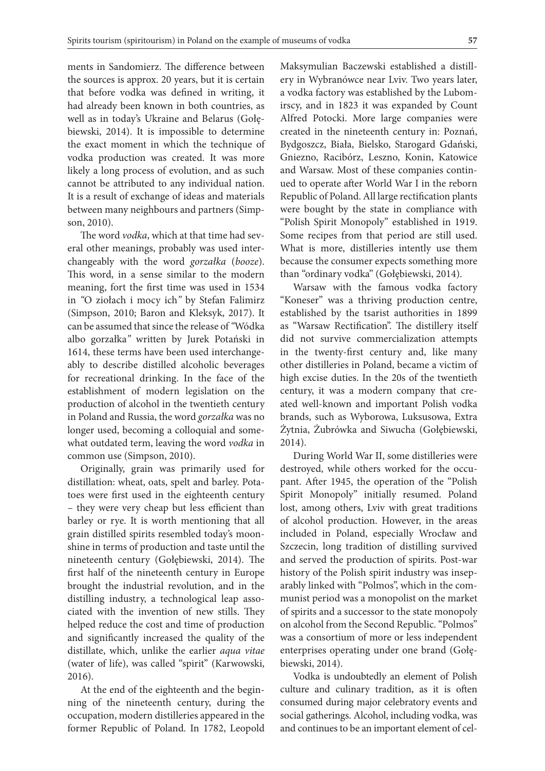ments in Sandomierz. The difference between the sources is approx. 20 years, but it is certain that before vodka was defined in writing, it had already been known in both countries, as well as in today's Ukraine and Belarus (Gołębiewski, 2014). It is impossible to determine the exact moment in which the technique of vodka production was created. It was more likely a long process of evolution, and as such cannot be attributed to any individual nation. It is a result of exchange of ideas and materials between many neighbours and partners (Simpson, 2010).

The word *vodka*, which at that time had several other meanings, probably was used interchangeably with the word *gorzałka* (*booze*). This word, in a sense similar to the modern meaning, fort the first time was used in 1534 in *"*O ziołach i mocy ich*"* by Stefan Falimirz (Simpson, 2010; Baron and Kleksyk, 2017). It can be assumed that since the release of *"*Wódka albo gorzałka*"* written by Jurek Potański in 1614, these terms have been used interchangeably to describe distilled alcoholic beverages for recreational drinking. In the face of the establishment of modern legislation on the production of alcohol in the twentieth century in Poland and Russia, the word *gorzałka* was no longer used, becoming a colloquial and somewhat outdated term, leaving the word *vodka* in common use (Simpson, 2010).

Originally, grain was primarily used for distillation: wheat, oats, spelt and barley. Potatoes were first used in the eighteenth century – they were very cheap but less efficient than barley or rye. It is worth mentioning that all grain distilled spirits resembled today's moonshine in terms of production and taste until the nineteenth century (Gołębiewski, 2014). The first half of the nineteenth century in Europe brought the industrial revolution, and in the distilling industry, a technological leap associated with the invention of new stills. They helped reduce the cost and time of production and significantly increased the quality of the distillate, which, unlike the earlier *aqua vitae* (water of life), was called "spirit" (Karwowski, 2016).

At the end of the eighteenth and the beginning of the nineteenth century, during the occupation, modern distilleries appeared in the former Republic of Poland. In 1782, Leopold Maksymulian Baczewski established a distillery in Wybranówce near Lviv. Two years later, a vodka factory was established by the Lubomirscy, and in 1823 it was expanded by Count Alfred Potocki. More large companies were created in the nineteenth century in: Poznań, Bydgoszcz, Biała, Bielsko, Starogard Gdański, Gniezno, Racibórz, Leszno, Konin, Katowice and Warsaw. Most of these companies continued to operate after World War I in the reborn Republic of Poland. All large rectification plants were bought by the state in compliance with "Polish Spirit Monopoly" established in 1919. Some recipes from that period are still used. What is more, distilleries intently use them because the consumer expects something more than "ordinary vodka" (Gołębiewski, 2014).

Warsaw with the famous vodka factory "Koneser" was a thriving production centre, established by the tsarist authorities in 1899 as "Warsaw Rectification". The distillery itself did not survive commercialization attempts in the twenty-first century and, like many other distilleries in Poland, became a victim of high excise duties. In the 20s of the twentieth century, it was a modern company that created well-known and important Polish vodka brands, such as Wyborowa, Luksusowa, Extra Żytnia, Żubrówka and Siwucha (Gołębiewski, 2014).

During World War II, some distilleries were destroyed, while others worked for the occupant. After 1945, the operation of the "Polish Spirit Monopoly" initially resumed. Poland lost, among others, Lviv with great traditions of alcohol production. However, in the areas included in Poland, especially Wrocław and Szczecin, long tradition of distilling survived and served the production of spirits. Post-war history of the Polish spirit industry was inseparably linked with "Polmos", which in the communist period was a monopolist on the market of spirits and a successor to the state monopoly on alcohol from the Second Republic. "Polmos" was a consortium of more or less independent enterprises operating under one brand (Gołębiewski, 2014).

Vodka is undoubtedly an element of Polish culture and culinary tradition, as it is often consumed during major celebratory events and social gatherings. Alcohol, including vodka, was and continues to be an important element of cel-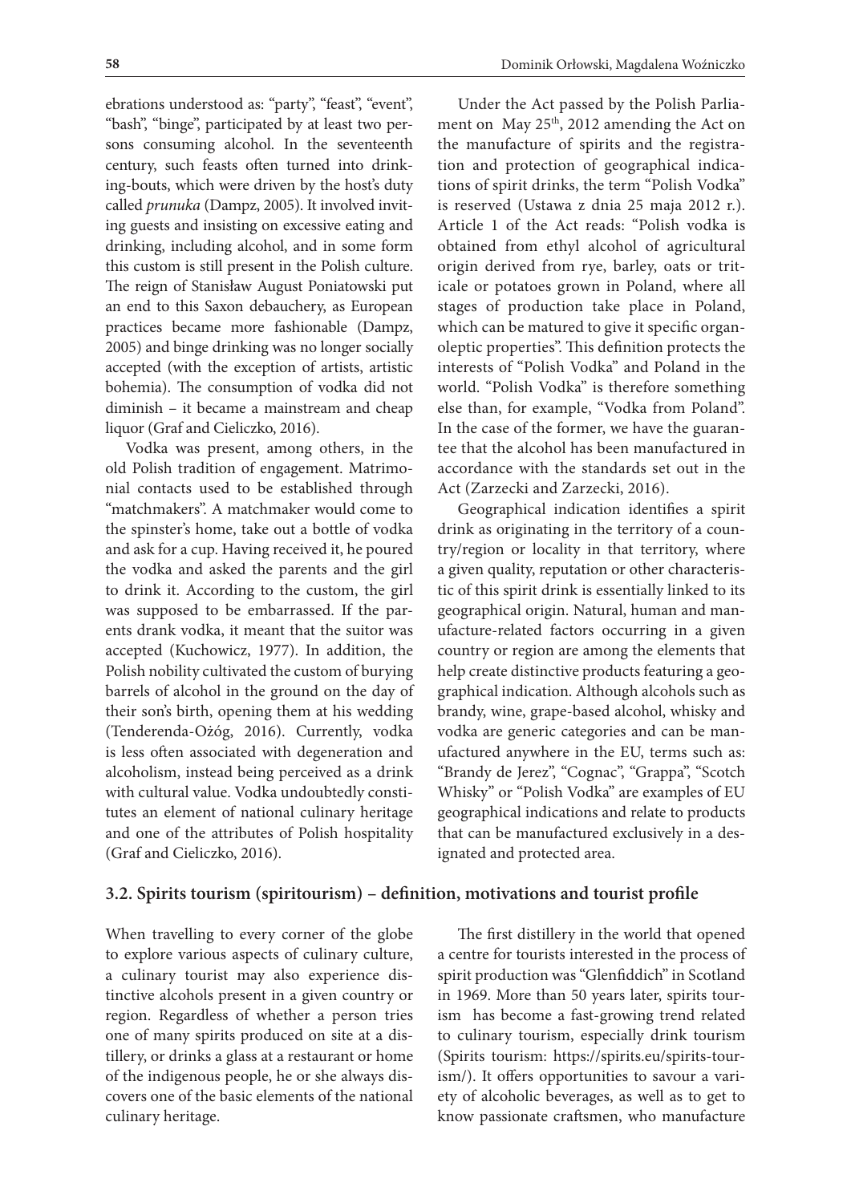ebrations understood as: "party", "feast", "event", "bash", "binge", participated by at least two persons consuming alcohol. In the seventeenth century, such feasts often turned into drinking-bouts, which were driven by the host's duty called *prunuka* (Dampz, 2005). It involved inviting guests and insisting on excessive eating and drinking, including alcohol, and in some form this custom is still present in the Polish culture. The reign of Stanisław August Poniatowski put an end to this Saxon debauchery, as European practices became more fashionable (Dampz, 2005) and binge drinking was no longer socially accepted (with the exception of artists, artistic bohemia). The consumption of vodka did not diminish – it became a mainstream and cheap liquor (Graf and Cieliczko, 2016).

Vodka was present, among others, in the old Polish tradition of engagement. Matrimonial contacts used to be established through "matchmakers". A matchmaker would come to the spinster's home, take out a bottle of vodka and ask for a cup. Having received it, he poured the vodka and asked the parents and the girl to drink it. According to the custom, the girl was supposed to be embarrassed. If the parents drank vodka, it meant that the suitor was accepted (Kuchowicz, 1977). In addition, the Polish nobility cultivated the custom of burying barrels of alcohol in the ground on the day of their son's birth, opening them at his wedding (Tenderenda-Ożóg, 2016). Currently, vodka is less often associated with degeneration and alcoholism, instead being perceived as a drink with cultural value. Vodka undoubtedly constitutes an element of national culinary heritage and one of the attributes of Polish hospitality (Graf and Cieliczko, 2016).

Under the Act passed by the Polish Parliament on May 25th, 2012 amending the Act on the manufacture of spirits and the registration and protection of geographical indications of spirit drinks, the term "Polish Vodka" is reserved (Ustawa z dnia 25 maja 2012 r.). Article 1 of the Act reads: "Polish vodka is obtained from ethyl alcohol of agricultural origin derived from rye, barley, oats or triticale or potatoes grown in Poland, where all stages of production take place in Poland, which can be matured to give it specific organoleptic properties". This definition protects the interests of "Polish Vodka" and Poland in the world. "Polish Vodka" is therefore something else than, for example, "Vodka from Poland". In the case of the former, we have the guarantee that the alcohol has been manufactured in accordance with the standards set out in the Act (Zarzecki and Zarzecki, 2016).

Geographical indication identifies a spirit drink as originating in the territory of a country/region or locality in that territory, where a given quality, reputation or other characteristic of this spirit drink is essentially linked to its geographical origin. Natural, human and manufacture-related factors occurring in a given country or region are among the elements that help create distinctive products featuring a geographical indication. Although alcohols such as brandy, wine, grape-based alcohol, whisky and vodka are generic categories and can be manufactured anywhere in the EU, terms such as: "Brandy de Jerez", "Cognac", "Grappa", "Scotch Whisky" or "Polish Vodka" are examples of EU geographical indications and relate to products that can be manufactured exclusively in a designated and protected area.

### 3.2. Spirits tourism (spiritourism) – definition, motivations and tourist profile

When travelling to every corner of the globe to explore various aspects of culinary culture, a culinary tourist may also experience distinctive alcohols present in a given country or region. Regardless of whether a person tries one of many spirits produced on site at a distillery, or drinks a glass at a restaurant or home of the indigenous people, he or she always discovers one of the basic elements of the national culinary heritage.

The first distillery in the world that opened a centre for tourists interested in the process of spirit production was "Glenfiddich" in Scotland in 1969. More than 50 years later, spirits tourism has become a fast-growing trend related to culinary tourism, especially drink tourism (Spirits tourism: https://spirits.eu/spirits-tourism/). It offers opportunities to savour a variety of alcoholic beverages, as well as to get to know passionate craftsmen, who manufacture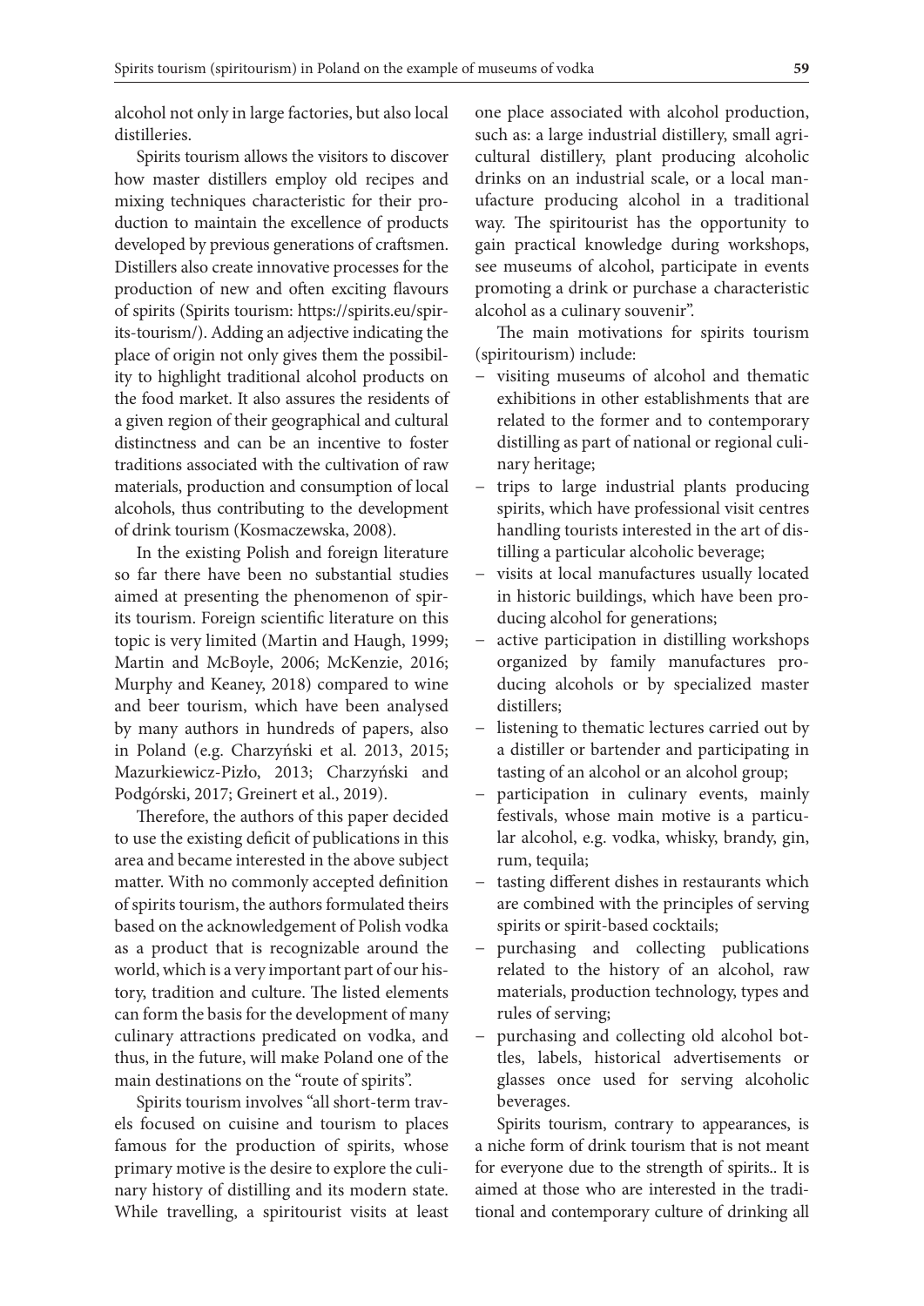alcohol not only in large factories, but also local distilleries.

Spirits tourism allows the visitors to discover how master distillers employ old recipes and mixing techniques characteristic for their production to maintain the excellence of products developed by previous generations of craftsmen. Distillers also create innovative processes for the production of new and often exciting flavours of spirits (Spirits tourism: https://spirits.eu/spirits-tourism/). Adding an adjective indicating the place of origin not only gives them the possibility to highlight traditional alcohol products on the food market. It also assures the residents of a given region of their geographical and cultural distinctness and can be an incentive to foster traditions associated with the cultivation of raw materials, production and consumption of local alcohols, thus contributing to the development of drink tourism (Kosmaczewska, 2008).

In the existing Polish and foreign literature so far there have been no substantial studies aimed at presenting the phenomenon of spirits tourism. Foreign scientific literature on this topic is very limited (Martin and Haugh, 1999; Martin and McBoyle, 2006; McKenzie, 2016; Murphy and Keaney, 2018) compared to wine and beer tourism, which have been analysed by many authors in hundreds of papers, also in Poland (e.g. Charzyński et al. 2013, 2015; Mazurkiewicz-Pizło, 2013; Charzyński and Podgórski, 2017; Greinert et al., 2019).

Therefore, the authors of this paper decided to use the existing deficit of publications in this area and became interested in the above subject matter. With no commonly accepted definition of spirits tourism, the authors formulated theirs based on the acknowledgement of Polish vodka as a product that is recognizable around the world, which is a very important part of our history, tradition and culture. The listed elements can form the basis for the development of many culinary attractions predicated on vodka, and thus, in the future, will make Poland one of the main destinations on the "route of spirits".

Spirits tourism involves "all short-term travels focused on cuisine and tourism to places famous for the production of spirits, whose primary motive is the desire to explore the culinary history of distilling and its modern state. While travelling, a spiritourist visits at least one place associated with alcohol production, such as: a large industrial distillery, small agricultural distillery, plant producing alcoholic drinks on an industrial scale, or a local manufacture producing alcohol in a traditional way. The spiritourist has the opportunity to gain practical knowledge during workshops, see museums of alcohol, participate in events promoting a drink or purchase a characteristic alcohol as a culinary souvenir".

The main motivations for spirits tourism (spiritourism) include:

- visiting museums of alcohol and thematic exhibitions in other establishments that are related to the former and to contemporary distilling as part of national or regional culinary heritage;
- trips to large industrial plants producing spirits, which have professional visit centres handling tourists interested in the art of distilling a particular alcoholic beverage;
- visits at local manufactures usually located in historic buildings, which have been producing alcohol for generations;
- active participation in distilling workshops organized by family manufactures producing alcohols or by specialized master distillers;
- listening to thematic lectures carried out by a distiller or bartender and participating in tasting of an alcohol or an alcohol group;
- participation in culinary events, mainly festivals, whose main motive is a particular alcohol, e.g. vodka, whisky, brandy, gin, rum, tequila;
- tasting different dishes in restaurants which are combined with the principles of serving spirits or spirit-based cocktails;
- purchasing and collecting publications related to the history of an alcohol, raw materials, production technology, types and rules of serving;
- purchasing and collecting old alcohol bottles, labels, historical advertisements or glasses once used for serving alcoholic beverages.

Spirits tourism, contrary to appearances, is a niche form of drink tourism that is not meant for everyone due to the strength of spirits.. It is aimed at those who are interested in the traditional and contemporary culture of drinking all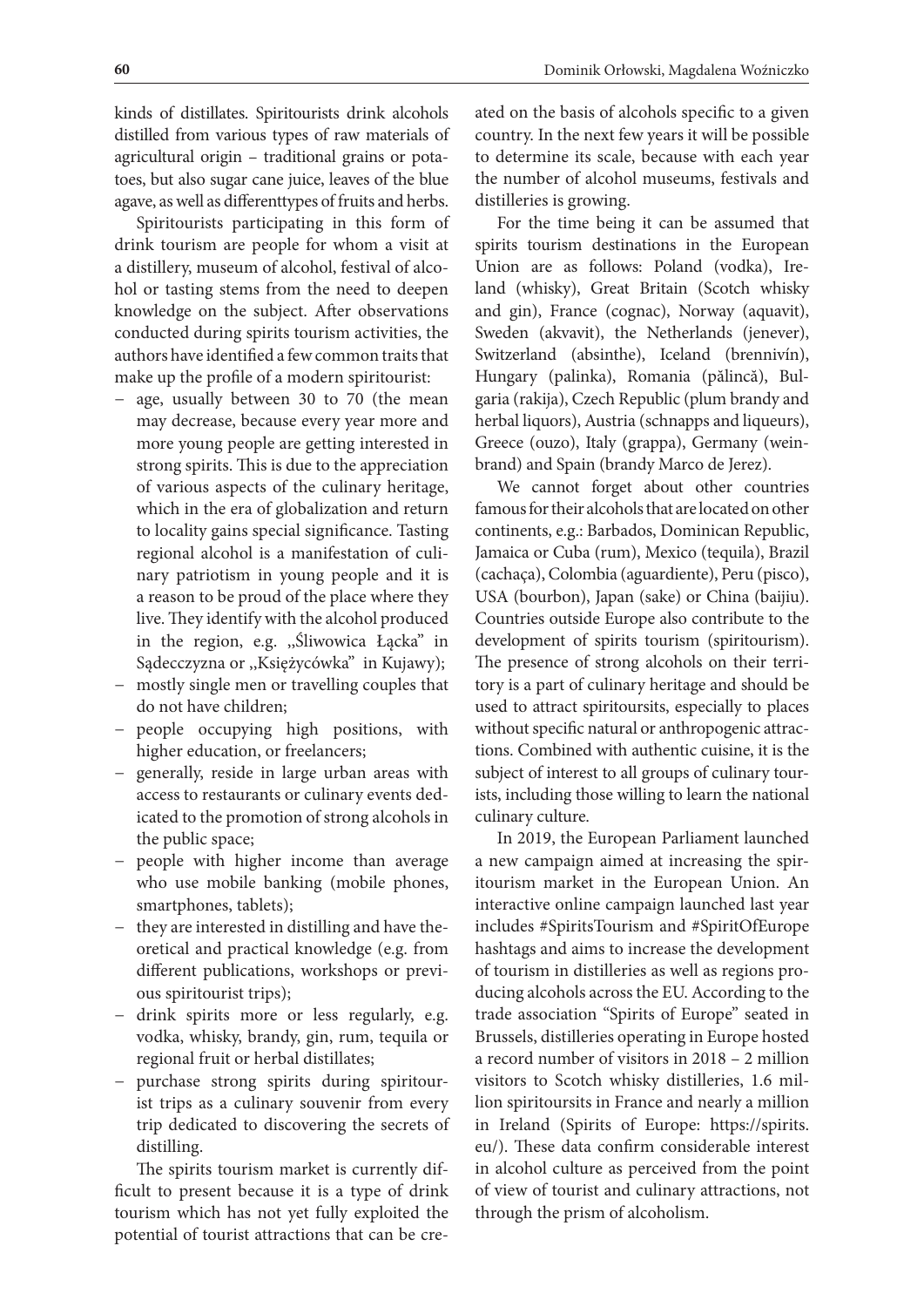kinds of distillates. Spiritourists drink alcohols distilled from various types of raw materials of agricultural origin – traditional grains or potatoes, but also sugar cane juice, leaves of the blue agave, as well as differenttypes of fruits and herbs.

Spiritourists participating in this form of drink tourism are people for whom a visit at a distillery, museum of alcohol, festival of alcohol or tasting stems from the need to deepen knowledge on the subject. After observations conducted during spirits tourism activities, the authors have identified a few common traits that make up the profile of a modern spiritourist:

- age, usually between 30 to 70 (the mean may decrease, because every year more and more young people are getting interested in strong spirits. This is due to the appreciation of various aspects of the culinary heritage, which in the era of globalization and return to locality gains special significance. Tasting regional alcohol is a manifestation of culinary patriotism in young people and it is a reason to be proud of the place where they live. They identify with the alcohol produced in the region, e.g. „Śliwowica Łącka" in Sądecczyzna or „Księżycówka" in Kujawy);
- mostly single men or travelling couples that do not have children;
- people occupying high positions, with higher education, or freelancers;
- generally, reside in large urban areas with access to restaurants or culinary events dedicated to the promotion of strong alcohols in the public space;
- people with higher income than average who use mobile banking (mobile phones, smartphones, tablets);
- they are interested in distilling and have theoretical and practical knowledge (e.g. from different publications, workshops or previous spiritourist trips);
- drink spirits more or less regularly, e.g. vodka, whisky, brandy, gin, rum, tequila or regional fruit or herbal distillates;
- purchase strong spirits during spiritourist trips as a culinary souvenir from every trip dedicated to discovering the secrets of distilling.

The spirits tourism market is currently difficult to present because it is a type of drink tourism which has not yet fully exploited the potential of tourist attractions that can be created on the basis of alcohols specific to a given country. In the next few years it will be possible to determine its scale, because with each year the number of alcohol museums, festivals and distilleries is growing.

For the time being it can be assumed that spirits tourism destinations in the European Union are as follows: Poland (vodka), Ireland (whisky), Great Britain (Scotch whisky and gin), France (cognac), Norway (aquavit), Sweden (akvavit), the Netherlands (jenever), Switzerland (absinthe), Iceland (brennivín), Hungary (palinka), Romania (pălincă), Bulgaria (rakija), Czech Republic (plum brandy and herbal liquors), Austria (schnapps and liqueurs), Greece (ouzo), Italy (grappa), Germany (weinbrand) and Spain (brandy Marco de Jerez).

We cannot forget about other countries famous for their alcohols that are located on other continents, e.g.: Barbados, Dominican Republic, Jamaica or Cuba (rum), Mexico (tequila), Brazil (cachaça), Colombia (aguardiente), Peru (pisco), USA (bourbon), Japan (sake) or China (baijiu). Countries outside Europe also contribute to the development of spirits tourism (spiritourism). The presence of strong alcohols on their territory is a part of culinary heritage and should be used to attract spiritoursits, especially to places without specific natural or anthropogenic attractions. Combined with authentic cuisine, it is the subject of interest to all groups of culinary tourists, including those willing to learn the national culinary culture.

In 2019, the European Parliament launched a new campaign aimed at increasing the spiritourism market in the European Union. An interactive online campaign launched last year includes #SpiritsTourism and #SpiritOfEurope hashtags and aims to increase the development of tourism in distilleries as well as regions producing alcohols across the EU. According to the trade association "Spirits of Europe" seated in Brussels, distilleries operating in Europe hosted a record number of visitors in 2018 – 2 million visitors to Scotch whisky distilleries, 1.6 million spiritoursits in France and nearly a million in Ireland (Spirits of Europe: https://spirits.eu/). These data confirm considerable interest in alcohol culture as perceived from the point of view of tourist and culinary attractions, not through the prism of alcoholism.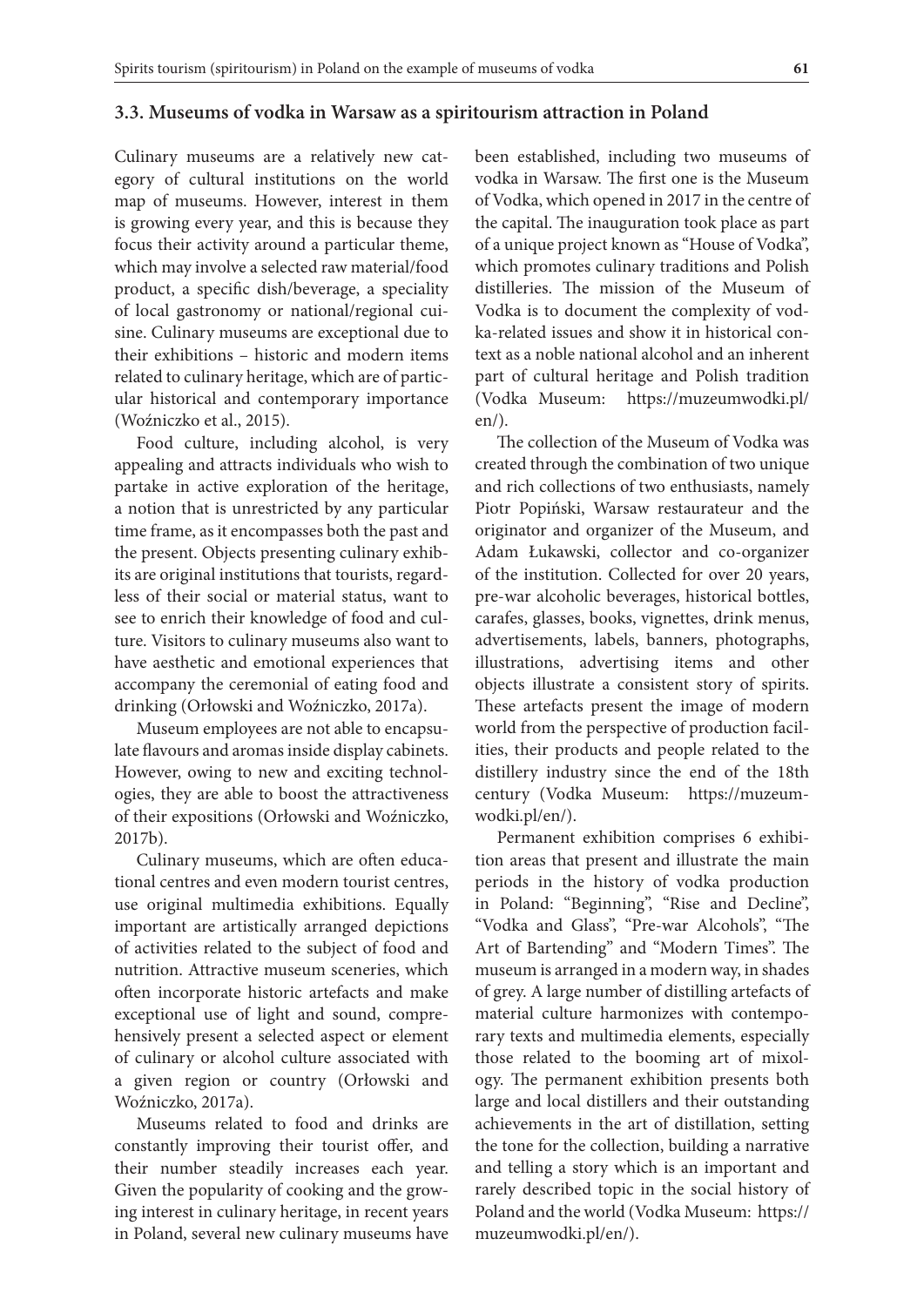### 3.3. Museums of vodka in Warsaw as a spiritourism attraction in Poland

Culinary museums are a relatively new category of cultural institutions on the world map of museums. However, interest in them is growing every year, and this is because they focus their activity around a particular theme, which may involve a selected raw material/food product, a specific dish/beverage, a speciality of local gastronomy or national/regional cuisine. Culinary museums are exceptional due to their exhibitions – historic and modern items related to culinary heritage, which are of particular historical and contemporary importance (Woźniczko et al., 2015).

Food culture, including alcohol, is very appealing and attracts individuals who wish to partake in active exploration of the heritage, a notion that is unrestricted by any particular time frame, as it encompasses both the past and the present. Objects presenting culinary exhibits are original institutions that tourists, regardless of their social or material status, want to see to enrich their knowledge of food and culture. Visitors to culinary museums also want to have aesthetic and emotional experiences that accompany the ceremonial of eating food and drinking (Orłowski and Woźniczko, 2017a).

Museum employees are not able to encapsulate flavours and aromas inside display cabinets. However, owing to new and exciting technologies, they are able to boost the attractiveness of their expositions (Orłowski and Woźniczko, 2017b).

Culinary museums, which are often educational centres and even modern tourist centres, use original multimedia exhibitions. Equally important are artistically arranged depictions of activities related to the subject of food and nutrition. Attractive museum sceneries, which often incorporate historic artefacts and make exceptional use of light and sound, comprehensively present a selected aspect or element of culinary or alcohol culture associated with a given region or country (Orłowski and Woźniczko, 2017a).

Museums related to food and drinks are constantly improving their tourist offer, and their number steadily increases each year. Given the popularity of cooking and the growing interest in culinary heritage, in recent years in Poland, several new culinary museums have been established, including two museums of vodka in Warsaw. The first one is the Museum of Vodka, which opened in 2017 in the centre of the capital. The inauguration took place as part of a unique project known as "House of Vodka", which promotes culinary traditions and Polish distilleries. The mission of the Museum of Vodka is to document the complexity of vodka-related issues and show it in historical context as a noble national alcohol and an inherent part of cultural heritage and Polish tradition (Vodka Museum: https://muzeumwodki.pl/en/).

The collection of the Museum of Vodka was created through the combination of two unique and rich collections of two enthusiasts, namely Piotr Popiński, Warsaw restaurateur and the originator and organizer of the Museum, and Adam Łukawski, collector and co-organizer of the institution. Collected for over 20 years, pre-war alcoholic beverages, historical bottles, carafes, glasses, books, vignettes, drink menus, advertisements, labels, banners, photographs, illustrations, advertising items and other objects illustrate a consistent story of spirits. These artefacts present the image of modern world from the perspective of production facilities, their products and people related to the distillery industry since the end of the 18th century (Vodka Museum: https://muzeumwodki.pl/en/).

Permanent exhibition comprises 6 exhibition areas that present and illustrate the main periods in the history of vodka production in Poland: "Beginning", "Rise and Decline", "Vodka and Glass", "Pre-war Alcohols", "The Art of Bartending" and "Modern Times". The museum is arranged in a modern way, in shades of grey. A large number of distilling artefacts of material culture harmonizes with contemporary texts and multimedia elements, especially those related to the booming art of mixology. The permanent exhibition presents both large and local distillers and their outstanding achievements in the art of distillation, setting the tone for the collection, building a narrative and telling a story which is an important and rarely described topic in the social history of Poland and the world (Vodka Museum: https://muzeumwodki.pl/en/).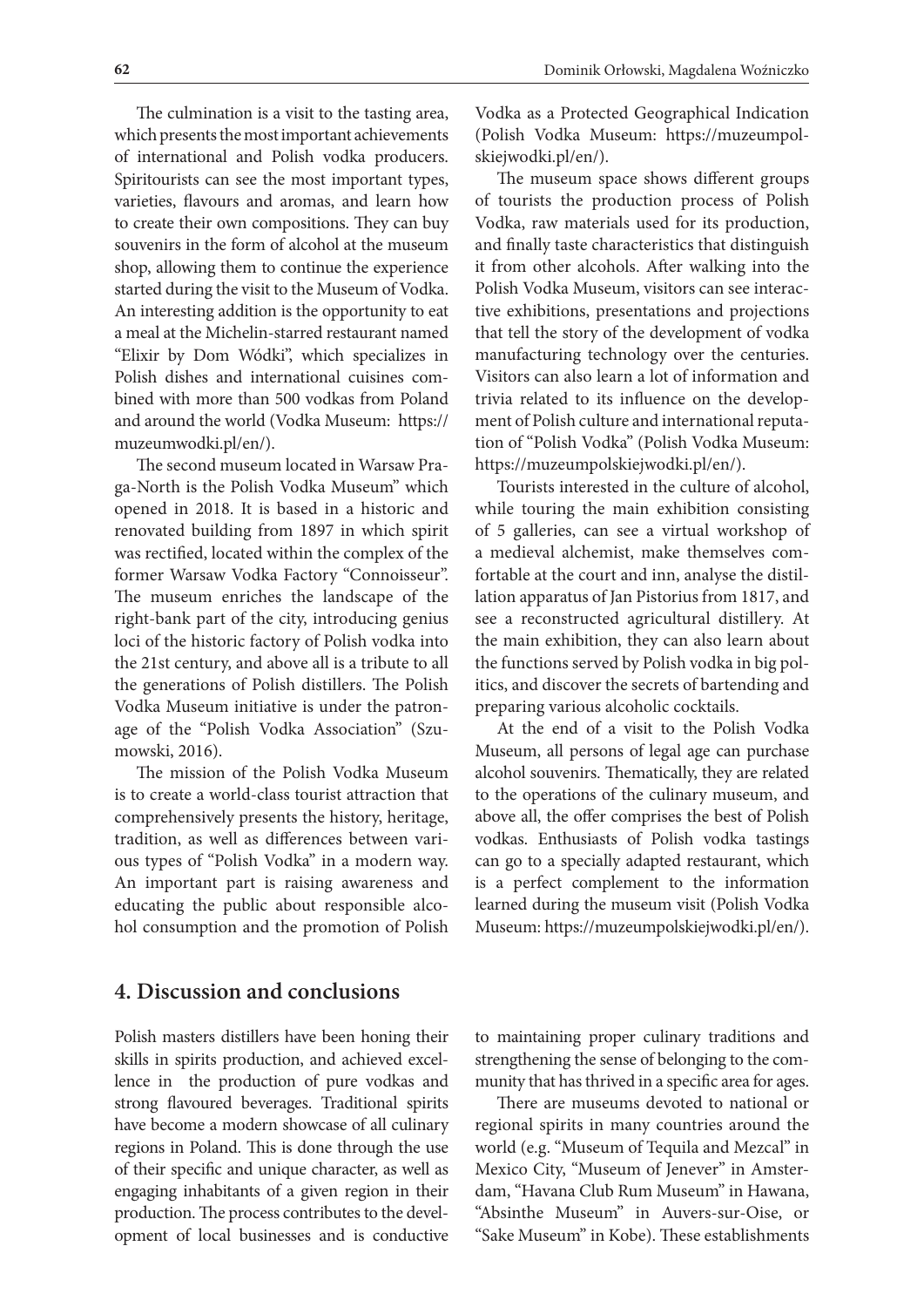The culmination is a visit to the tasting area, which presents the most important achievements of international and Polish vodka producers. Spiritourists can see the most important types, varieties, flavours and aromas, and learn how to create their own compositions. They can buy souvenirs in the form of alcohol at the museum shop, allowing them to continue the experience started during the visit to the Museum of Vodka. An interesting addition is the opportunity to eat a meal at the Michelin-starred restaurant named "Elixir by Dom Wódki", which specializes in Polish dishes and international cuisines combined with more than 500 vodkas from Poland and around the world (Vodka Museum: https://muzeumwodki.pl/en/).

The second museum located in Warsaw Praga-North is the Polish Vodka Museum" which opened in 2018. It is based in a historic and renovated building from 1897 in which spirit was rectified, located within the complex of the former Warsaw Vodka Factory "Connoisseur". The museum enriches the landscape of the right-bank part of the city, introducing genius loci of the historic factory of Polish vodka into the 21st century, and above all is a tribute to all the generations of Polish distillers. The Polish Vodka Museum initiative is under the patronage of the "Polish Vodka Association" (Szumowski, 2016).

The mission of the Polish Vodka Museum is to create a world-class tourist attraction that comprehensively presents the history, heritage, tradition, as well as differences between various types of "Polish Vodka" in a modern way. An important part is raising awareness and educating the public about responsible alcohol consumption and the promotion of Polish Vodka as a Protected Geographical Indication (Polish Vodka Museum: https://muzeumpolskiejwodki.pl/en/).

The museum space shows different groups of tourists the production process of Polish Vodka, raw materials used for its production, and finally taste characteristics that distinguish it from other alcohols. After walking into the Polish Vodka Museum, visitors can see interactive exhibitions, presentations and projections that tell the story of the development of vodka manufacturing technology over the centuries. Visitors can also learn a lot of information and trivia related to its influence on the development of Polish culture and international reputation of "Polish Vodka" (Polish Vodka Museum: https://muzeumpolskiejwodki.pl/en/).

Tourists interested in the culture of alcohol, while touring the main exhibition consisting of 5 galleries, can see a virtual workshop of a medieval alchemist, make themselves comfortable at the court and inn, analyse the distillation apparatus of Jan Pistorius from 1817, and see a reconstructed agricultural distillery. At the main exhibition, they can also learn about the functions served by Polish vodka in big politics, and discover the secrets of bartending and preparing various alcoholic cocktails.

At the end of a visit to the Polish Vodka Museum, all persons of legal age can purchase alcohol souvenirs. Thematically, they are related to the operations of the culinary museum, and above all, the offer comprises the best of Polish vodkas. Enthusiasts of Polish vodka tastings can go to a specially adapted restaurant, which is a perfect complement to the information learned during the museum visit (Polish Vodka Museum: https://muzeumpolskiejwodki.pl/en/).

## 4. Discussion and conclusions

Polish masters distillers have been honing their skills in spirits production, and achieved excellence in the production of pure vodkas and strong flavoured beverages. Traditional spirits have become a modern showcase of all culinary regions in Poland. This is done through the use of their specific and unique character, as well as engaging inhabitants of a given region in their production. The process contributes to the development of local businesses and is conductive to maintaining proper culinary traditions and strengthening the sense of belonging to the community that has thrived in a specific area for ages.

There are museums devoted to national or regional spirits in many countries around the world (e.g. "Museum of Tequila and Mezcal" in Mexico City, "Museum of Jenever" in Amsterdam, "Havana Club Rum Museum" in Hawana, "Absinthe Museum" in Auvers-sur-Oise, or "Sake Museum" in Kobe). These establishments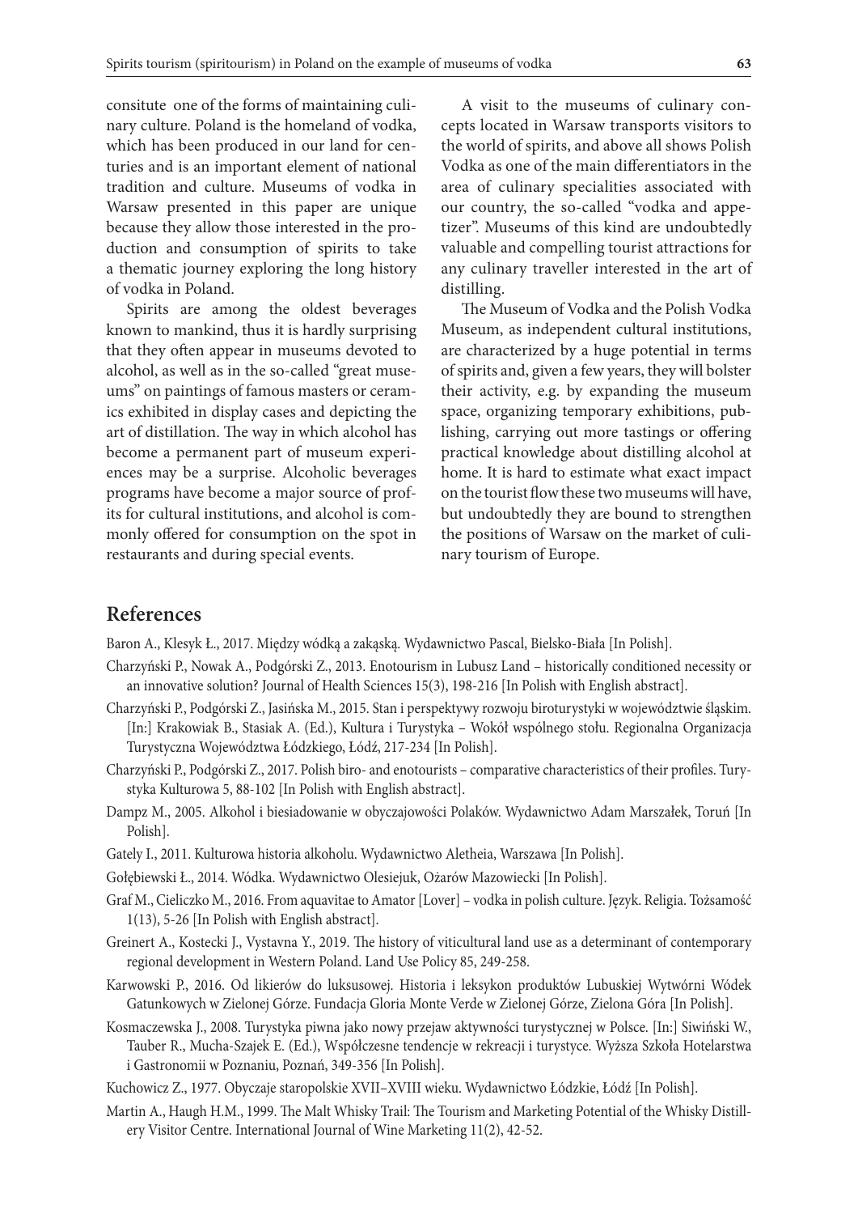consitute one of the forms of maintaining culinary culture. Poland is the homeland of vodka, which has been produced in our land for centuries and is an important element of national tradition and culture. Museums of vodka in Warsaw presented in this paper are unique because they allow those interested in the production and consumption of spirits to take a thematic journey exploring the long history of vodka in Poland.

Spirits are among the oldest beverages known to mankind, thus it is hardly surprising that they often appear in museums devoted to alcohol, as well as in the so-called "great museums" on paintings of famous masters or ceramics exhibited in display cases and depicting the art of distillation. The way in which alcohol has become a permanent part of museum experiences may be a surprise. Alcoholic beverages programs have become a major source of profits for cultural institutions, and alcohol is commonly offered for consumption on the spot in restaurants and during special events.

A visit to the museums of culinary concepts located in Warsaw transports visitors to the world of spirits, and above all shows Polish Vodka as one of the main differentiators in the area of culinary specialities associated with our country, the so-called "vodka and appetizer". Museums of this kind are undoubtedly valuable and compelling tourist attractions for any culinary traveller interested in the art of distilling.

The Museum of Vodka and the Polish Vodka Museum, as independent cultural institutions, are characterized by a huge potential in terms of spirits and, given a few years, they will bolster their activity, e.g. by expanding the museum space, organizing temporary exhibitions, publishing, carrying out more tastings or offering practical knowledge about distilling alcohol at home. It is hard to estimate what exact impact on the tourist flow these two museums will have, but undoubtedly they are bound to strengthen the positions of Warsaw on the market of culinary tourism of Europe.

## References

Baron A., Klesyk Ł., 2017. Między wódką a zakąską. Wydawnictwo Pascal, Bielsko-Biała [In Polish].

Charzyński P., Nowak A., Podgórski Z., 2013. Enotourism in Lubusz Land – historically conditioned necessity or an innovative solution? Journal of Health Sciences 15(3), 198-216 [In Polish with English abstract].

Charzyński P., Podgórski Z., Jasińska M., 2015. Stan i perspektywy rozwoju biroturystyki w województwie śląskim. [In:] Krakowiak B., Stasiak A. (Ed.), Kultura i Turystyka – Wokół wspólnego stołu. Regionalna Organizacja Turystyczna Województwa Łódzkiego, Łódź, 217-234 [In Polish].

Charzyński P., Podgórski Z., 2017. Polish biro- and enotourists – comparative characteristics of their profiles. Turystyka Kulturowa 5, 88-102 [In Polish with English abstract].

Dampz M., 2005. Alkohol i biesiadowanie w obyczajowości Polaków. Wydawnictwo Adam Marszałek, Toruń [In Polish].

Gately I., 2011. Kulturowa historia alkoholu. Wydawnictwo Aletheia, Warszawa [In Polish].

Gołębiewski Ł., 2014. Wódka. Wydawnictwo Olesiejuk, Ożarów Mazowiecki [In Polish].

Graf M., Cieliczko M., 2016. From aquavitae to Amator [Lover] – vodka in polish culture. Język. Religia. Tożsamość 1(13), 5-26 [In Polish with English abstract].

Greinert A., Kostecki J., Vystavna Y., 2019. The history of viticultural land use as a determinant of contemporary regional development in Western Poland. Land Use Policy 85, 249-258.

Karwowski P., 2016. Od likierów do luksusowej. Historia i leksykon produktów Lubuskiej Wytwórni Wódek Gatunkowych w Zielonej Górze. Fundacja Gloria Monte Verde w Zielonej Górze, Zielona Góra [In Polish].

Kosmaczewska J., 2008. Turystyka piwna jako nowy przejaw aktywności turystycznej w Polsce. [In:] Siwiński W., Tauber R., Mucha-Szajek E. (Ed.), Współczesne tendencje w rekreacji i turystyce. Wyższa Szkoła Hotelarstwa i Gastronomii w Poznaniu, Poznań, 349-356 [In Polish].

Kuchowicz Z., 1977. Obyczaje staropolskie XVII–XVIII wieku. Wydawnictwo Łódzkie, Łódź [In Polish].

Martin A., Haugh H.M., 1999. The Malt Whisky Trail: The Tourism and Marketing Potential of the Whisky Distillery Visitor Centre. International Journal of Wine Marketing 11(2), 42-52.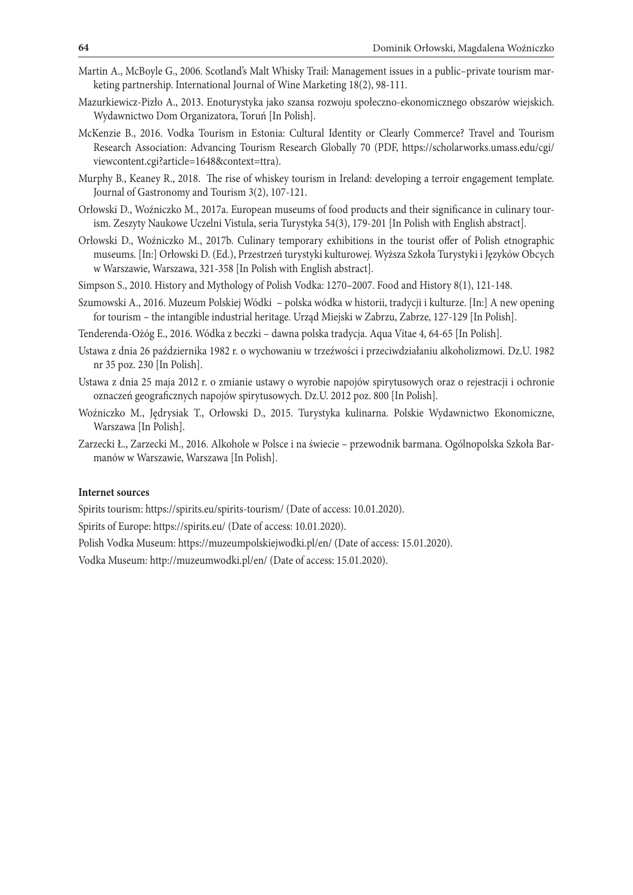Martin A., McBoyle G., 2006. Scotland's Malt Whisky Trail: Management issues in a public–private tourism marketing partnership. International Journal of Wine Marketing 18(2), 98-111.

Mazurkiewicz-Pizło A., 2013. Enoturystyka jako szansa rozwoju społeczno-ekonomicznego obszarów wiejskich. Wydawnictwo Dom Organizatora, Toruń [In Polish].

McKenzie B., 2016. Vodka Tourism in Estonia: Cultural Identity or Clearly Commerce? Travel and Tourism Research Association: Advancing Tourism Research Globally 70 (PDF, https://scholarworks.umass.edu/cgi/viewcontent.cgi?article=1648&context=ttra).

Murphy B., Keaney R., 2018. The rise of whiskey tourism in Ireland: developing a terroir engagement template. Journal of Gastronomy and Tourism 3(2), 107-121.

Orłowski D., Woźniczko M., 2017a. European museums of food products and their significance in culinary tourism. Zeszyty Naukowe Uczelni Vistula, seria Turystyka 54(3), 179-201 [In Polish with English abstract].

Orłowski D., Woźniczko M., 2017b. Culinary temporary exhibitions in the tourist offer of Polish etnographic museums. [In:] Orłowski D. (Ed.), Przestrzeń turystyki kulturowej. Wyższa Szkoła Turystyki i Języków Obcych w Warszawie, Warszawa, 321-358 [In Polish with English abstract].

Simpson S., 2010. History and Mythology of Polish Vodka: 1270–2007. Food and History 8(1), 121-148.

Szumowski A., 2016. Muzeum Polskiej Wódki – polska wódka w historii, tradycji i kulturze. [In:] A new opening for tourism – the intangible industrial heritage. Urząd Miejski w Zabrzu, Zabrze, 127-129 [In Polish].

Tenderenda-Ożóg E., 2016. Wódka z beczki – dawna polska tradycja. Aqua Vitae 4, 64-65 [In Polish].

Ustawa z dnia 26 października 1982 r. o wychowaniu w trzeźwości i przeciwdziałaniu alkoholizmowi. Dz.U. 1982 nr 35 poz. 230 [In Polish].

Ustawa z dnia 25 maja 2012 r. o zmianie ustawy o wyrobie napojów spirytusowych oraz o rejestracji i ochronie oznaczeń geograficznych napojów spirytusowych. Dz.U. 2012 poz. 800 [In Polish].

Woźniczko M., Jędrysiak T., Orłowski D., 2015. Turystyka kulinarna. Polskie Wydawnictwo Ekonomiczne, Warszawa [In Polish].

Zarzecki Ł., Zarzecki M., 2016. Alkohole w Polsce i na świecie – przewodnik barmana. Ogólnopolska Szkoła Barmanów w Warszawie, Warszawa [In Polish].

**Internet sources**

Spirits tourism: https://spirits.eu/spirits-tourism/ (Date of access: 10.01.2020).

Spirits of Europe: https://spirits.eu/ (Date of access: 10.01.2020).

Polish Vodka Museum: https://muzeumpolskiejwodki.pl/en/ (Date of access: 15.01.2020).

Vodka Museum: http://muzeumwodki.pl/en/ (Date of access: 15.01.2020).